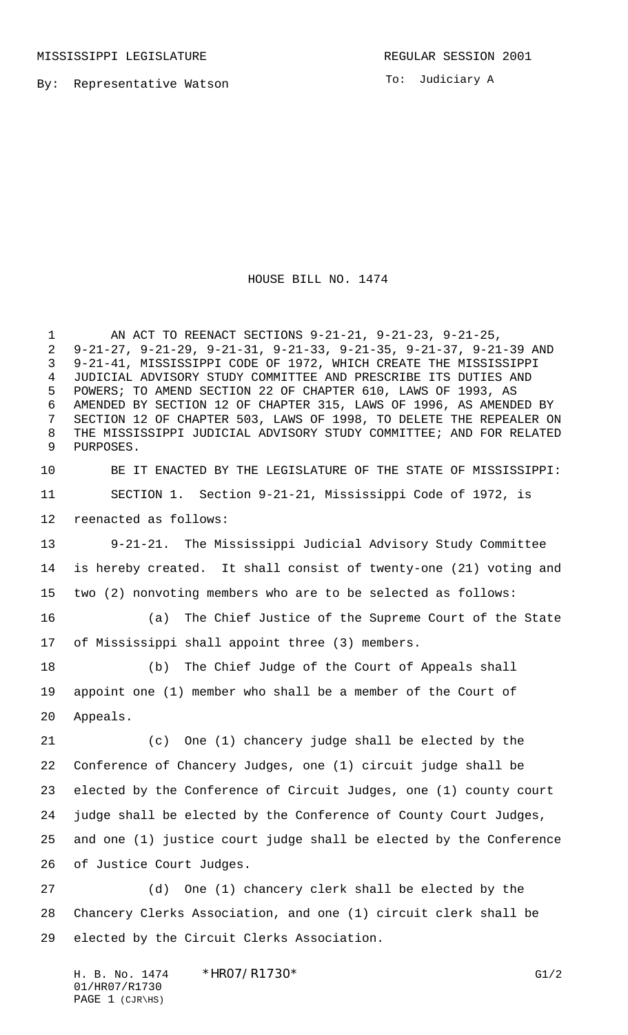MISSISSIPPI LEGISLATURE REGULAR SESSION 2001

By: Representative Watson

To: Judiciary A

# HOUSE BILL NO. 1474

AN ACT TO REENACT SECTIONS 9-21-21, 9-21-23, 9-21-25, 9-21-27, 9-21-29, 9-21-31, 9-21-33, 9-21-35, 9-21-37, 9-21-39 AND 9-21-41, MISSISSIPPI CODE OF 1972, WHICH CREATE THE MISSISSIPPI JUDICIAL ADVISORY STUDY COMMITTEE AND PRESCRIBE ITS DUTIES AND POWERS; TO AMEND SECTION 22 OF CHAPTER 610, LAWS OF 1993, AS AMENDED BY SECTION 12 OF CHAPTER 315, LAWS OF 1996, AS AMENDED BY SECTION 12 OF CHAPTER 503, LAWS OF 1998, TO DELETE THE REPEALER ON THE MISSISSIPPI JUDICIAL ADVISORY STUDY COMMITTEE; AND FOR RELATED PURPOSES.

BE IT ENACTED BY THE LEGISLATURE OF THE STATE OF MISSISSIPPI:

SECTION 1. Section 9-21-21, Mississippi Code of 1972, is reenacted as follows:

9-21-21. The Mississippi Judicial Advisory Study Committee is hereby created. It shall consist of twenty-one (21) voting and two (2) nonvoting members who are to be selected as follows:

(a) The Chief Justice of the Supreme Court of the State of Mississippi shall appoint three (3) members.

(b) The Chief Judge of the Court of Appeals shall appoint one (1) member who shall be a member of the Court of Appeals.

(c) One (1) chancery judge shall be elected by the Conference of Chancery Judges, one (1) circuit judge shall be elected by the Conference of Circuit Judges, one (1) county court judge shall be elected by the Conference of County Court Judges, and one (1) justice court judge shall be elected by the Conference of Justice Court Judges.

(d) One (1) chancery clerk shall be elected by the Chancery Clerks Association, and one (1) circuit clerk shall be elected by the Circuit Clerks Association.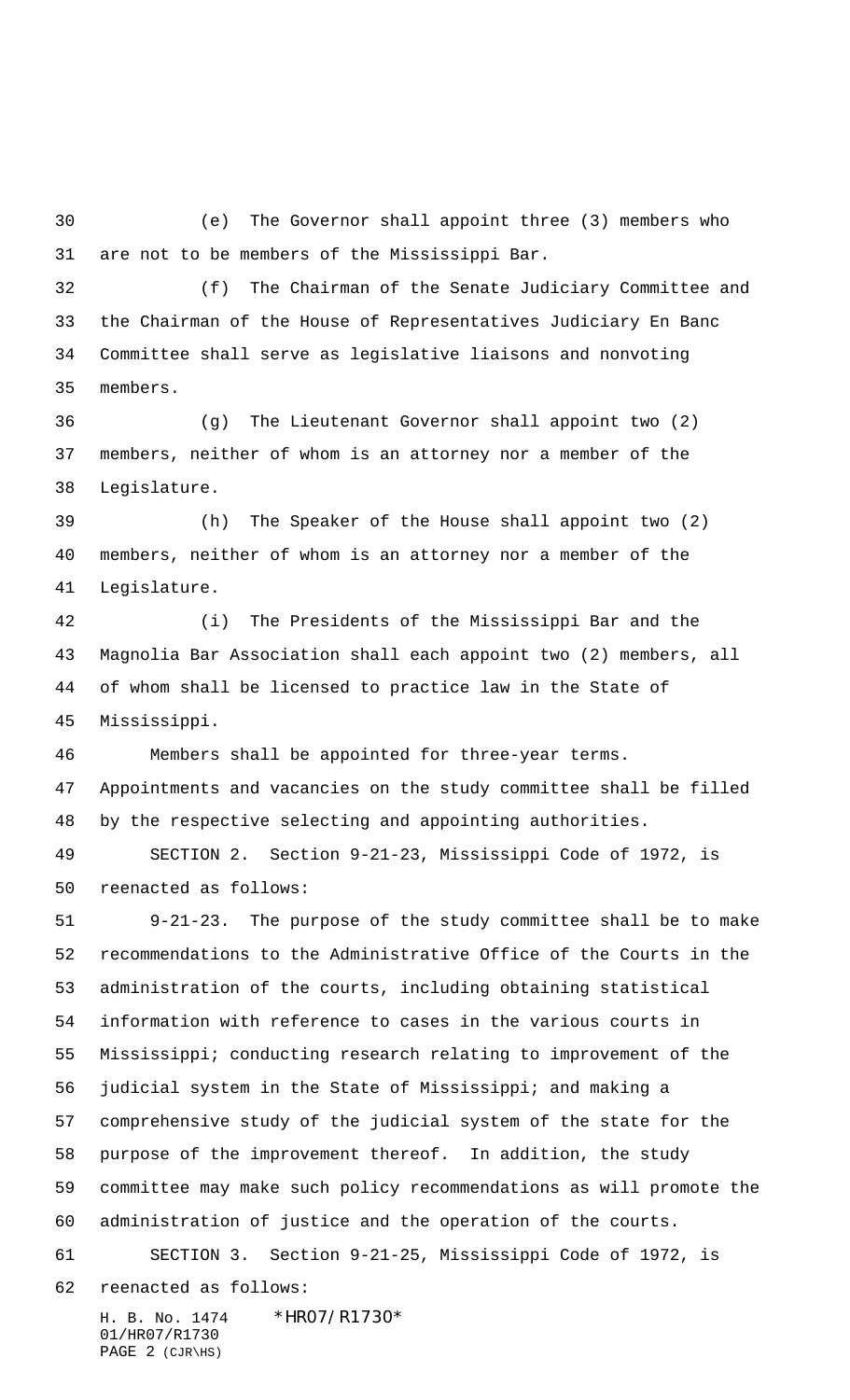(e) The Governor shall appoint three (3) members who are not to be members of the Mississippi Bar.

(f) The Chairman of the Senate Judiciary Committee and the Chairman of the House of Representatives Judiciary En Banc Committee shall serve as legislative liaisons and nonvoting members.

(g) The Lieutenant Governor shall appoint two (2) members, neither of whom is an attorney nor a member of the Legislature.

(h) The Speaker of the House shall appoint two (2) members, neither of whom is an attorney nor a member of the Legislature.

(i) The Presidents of the Mississippi Bar and the Magnolia Bar Association shall each appoint two (2) members, all of whom shall be licensed to practice law in the State of Mississippi.

Members shall be appointed for three-year terms. Appointments and vacancies on the study committee shall be filled by the respective selecting and appointing authorities.

SECTION 2. Section 9-21-23, Mississippi Code of 1972, is reenacted as follows:

9-21-23. The purpose of the study committee shall be to make recommendations to the Administrative Office of the Courts in the administration of the courts, including obtaining statistical information with reference to cases in the various courts in Mississippi; conducting research relating to improvement of the judicial system in the State of Mississippi; and making a comprehensive study of the judicial system of the state for the purpose of the improvement thereof. In addition, the study committee may make such policy recommendations as will promote the administration of justice and the operation of the courts.

SECTION 3. Section 9-21-25, Mississippi Code of 1972, is reenacted as follows: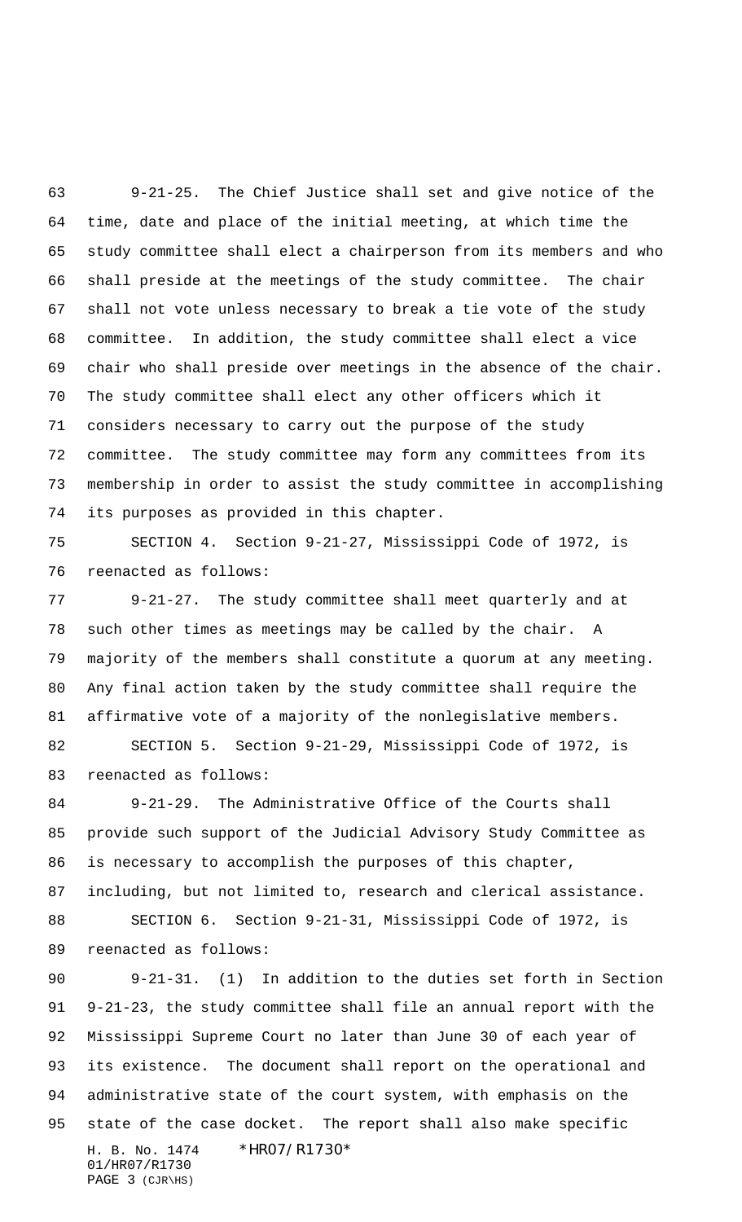9-21-25. The Chief Justice shall set and give notice of the time, date and place of the initial meeting, at which time the study committee shall elect a chairperson from its members and who shall preside at the meetings of the study committee. The chair shall not vote unless necessary to break a tie vote of the study committee. In addition, the study committee shall elect a vice chair who shall preside over meetings in the absence of the chair. The study committee shall elect any other officers which it considers necessary to carry out the purpose of the study committee. The study committee may form any committees from its membership in order to assist the study committee in accomplishing its purposes as provided in this chapter.

SECTION 4. Section 9-21-27, Mississippi Code of 1972, is reenacted as follows:

9-21-27. The study committee shall meet quarterly and at such other times as meetings may be called by the chair. A majority of the members shall constitute a quorum at any meeting. Any final action taken by the study committee shall require the affirmative vote of a majority of the nonlegislative members.

SECTION 5. Section 9-21-29, Mississippi Code of 1972, is reenacted as follows:

9-21-29. The Administrative Office of the Courts shall provide such support of the Judicial Advisory Study Committee as is necessary to accomplish the purposes of this chapter, including, but not limited to, research and clerical assistance.

SECTION 6. Section 9-21-31, Mississippi Code of 1972, is reenacted as follows:

9-21-31. (1) In addition to the duties set forth in Section 9-21-23, the study committee shall file an annual report with the Mississippi Supreme Court no later than June 30 of each year of its existence. The document shall report on the operational and administrative state of the court system, with emphasis on the state of the case docket. The report shall also make specific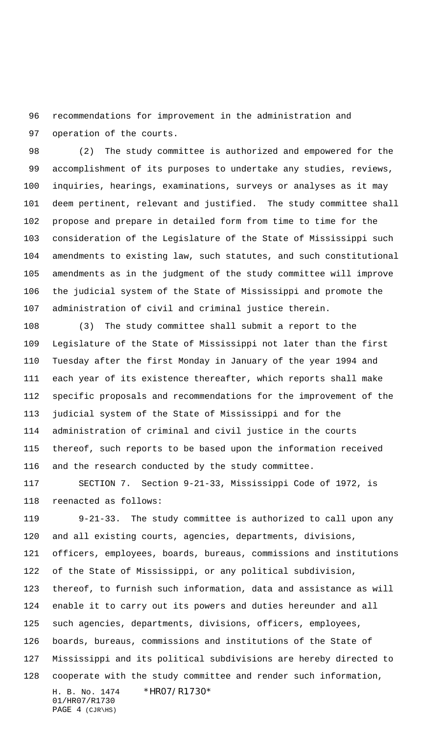recommendations for improvement in the administration and operation of the courts.

(2) The study committee is authorized and empowered for the accomplishment of its purposes to undertake any studies, reviews, inquiries, hearings, examinations, surveys or analyses as it may deem pertinent, relevant and justified. The study committee shall propose and prepare in detailed form from time to time for the consideration of the Legislature of the State of Mississippi such amendments to existing law, such statutes, and such constitutional amendments as in the judgment of the study committee will improve the judicial system of the State of Mississippi and promote the administration of civil and criminal justice therein.

(3) The study committee shall submit a report to the Legislature of the State of Mississippi not later than the first Tuesday after the first Monday in January of the year 1994 and each year of its existence thereafter, which reports shall make specific proposals and recommendations for the improvement of the judicial system of the State of Mississippi and for the administration of criminal and civil justice in the courts thereof, such reports to be based upon the information received and the research conducted by the study committee.

SECTION 7. Section 9-21-33, Mississippi Code of 1972, is reenacted as follows:

9-21-33. The study committee is authorized to call upon any and all existing courts, agencies, departments, divisions, officers, employees, boards, bureaus, commissions and institutions of the State of Mississippi, or any political subdivision, thereof, to furnish such information, data and assistance as will enable it to carry out its powers and duties hereunder and all such agencies, departments, divisions, officers, employees, boards, bureaus, commissions and institutions of the State of Mississippi and its political subdivisions are hereby directed to cooperate with the study committee and render such information,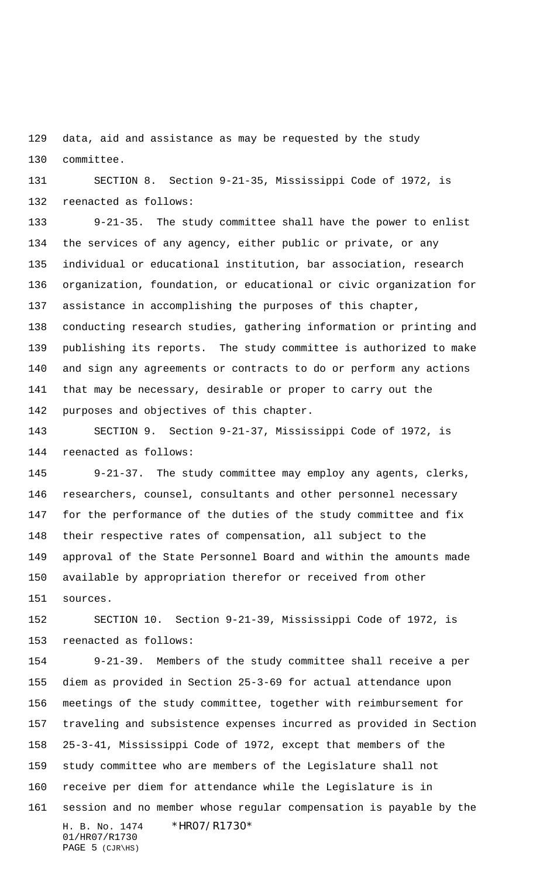data, aid and assistance as may be requested by the study committee.

SECTION 8. Section 9-21-35, Mississippi Code of 1972, is reenacted as follows:

9-21-35. The study committee shall have the power to enlist the services of any agency, either public or private, or any individual or educational institution, bar association, research organization, foundation, or educational or civic organization for assistance in accomplishing the purposes of this chapter, conducting research studies, gathering information or printing and publishing its reports. The study committee is authorized to make and sign any agreements or contracts to do or perform any actions that may be necessary, desirable or proper to carry out the purposes and objectives of this chapter.

SECTION 9. Section 9-21-37, Mississippi Code of 1972, is reenacted as follows:

9-21-37. The study committee may employ any agents, clerks, researchers, counsel, consultants and other personnel necessary for the performance of the duties of the study committee and fix their respective rates of compensation, all subject to the approval of the State Personnel Board and within the amounts made available by appropriation therefor or received from other sources.

SECTION 10. Section 9-21-39, Mississippi Code of 1972, is reenacted as follows:

9-21-39. Members of the study committee shall receive a per diem as provided in Section 25-3-69 for actual attendance upon meetings of the study committee, together with reimbursement for traveling and subsistence expenses incurred as provided in Section 25-3-41, Mississippi Code of 1972, except that members of the study committee who are members of the Legislature shall not receive per diem for attendance while the Legislature is in session and no member whose regular compensation is payable by the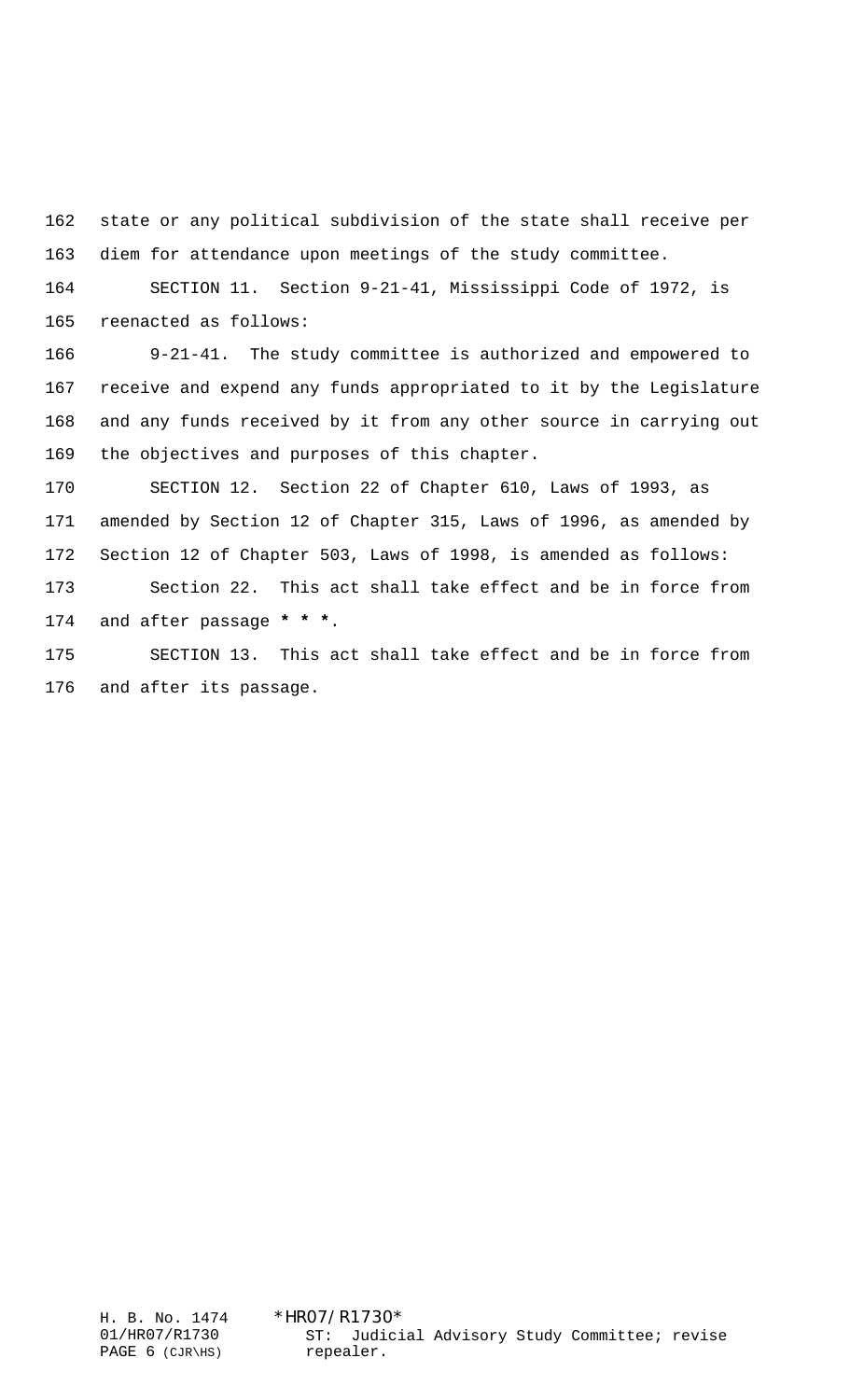state or any political subdivision of the state shall receive per diem for attendance upon meetings of the study committee.

SECTION 11. Section 9-21-41, Mississippi Code of 1972, is reenacted as follows:

9-21-41. The study committee is authorized and empowered to receive and expend any funds appropriated to it by the Legislature and any funds received by it from any other source in carrying out the objectives and purposes of this chapter.

SECTION 12. Section 22 of Chapter 610, Laws of 1993, as amended by Section 12 of Chapter 315, Laws of 1996, as amended by Section 12 of Chapter 503, Laws of 1998, is amended as follows:

Section 22. This act shall take effect and be in force from and after passage **\* \* \***.

SECTION 13. This act shall take effect and be in force from and after its passage.